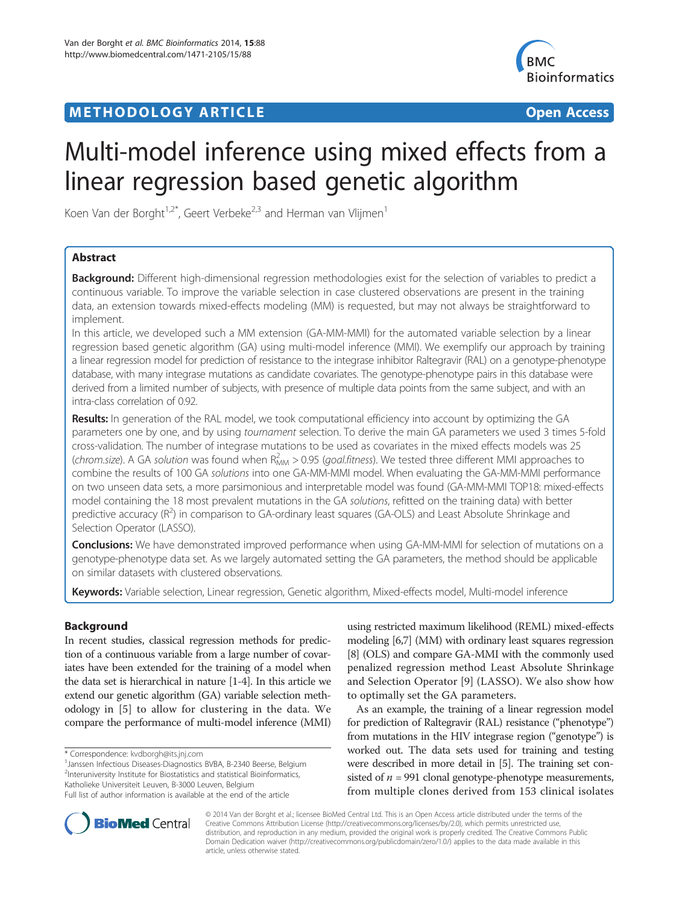METHODOLOGY ARTICLE Open Access

# Multi-model inference using mixed effects from a linear regression based genetic algorithm

Koen Van der Borght[1,2*], Geert Verbeke[2,3] and Herman van Vlijmen[1]

## Abstract

**Background:** Different high-dimensional regression methodologies exist for the selection of variables to predict a continuous variable. To improve the variable selection in case clustered observations are present in the training data, an extension towards mixed-effects modeling (MM) is requested, but may not always be straightforward to implement.

In this article, we developed such a MM extension (GA-MM-MMI) for the automated variable selection by a linear regression based genetic algorithm (GA) using multi-model inference (MMI). We exemplify our approach by training a linear regression model for prediction of resistance to the integrase inhibitor Raltegravir (RAL) on a genotype-phenotype database, with many integrase mutations as candidate covariates. The genotype-phenotype pairs in this database were derived from a limited number of subjects, with presence of multiple data points from the same subject, and with an intra-class correlation of 0.92.

**Results:** In generation of the RAL model, we took computational efficiency into account by optimizing the GA parameters one by one, and by using *tournament* selection. To derive the main GA parameters we used 3 times 5-fold cross-validation. The number of integrase mutations to be used as covariates in the mixed effects models was 25 (*chrom.size*). A GA *solution* was found when $R^2_{MM} > 0.95$ (*goal.fitness*). We tested three different MMI approaches to combine the results of 100 GA *solutions* into one GA-MM-MMI model. When evaluating the GA-MM-MMI performance on two unseen data sets, a more parsimonious and interpretable model was found (GA-MM-MMI TOP18: mixed-effects model containing the 18 most prevalent mutations in the GA *solutions*, refitted on the training data) with better predictive accuracy ($R^2$) in comparison to GA-ordinary least squares (GA-OLS) and Least Absolute Shrinkage and Selection Operator (LASSO).

**Conclusions:** We have demonstrated improved performance when using GA-MM-MMI for selection of mutations on a genotype-phenotype data set. As we largely automated setting the GA parameters, the method should be applicable on similar datasets with clustered observations.

**Keywords:** Variable selection, Linear regression, Genetic algorithm, Mixed-effects model, Multi-model inference

## Background

In recent studies, classical regression methods for prediction of a continuous variable from a large number of covariates have been extended for the training of a model when the data set is hierarchical in nature [1-4]. In this article we extend our genetic algorithm (GA) variable selection methodology in [5] to allow for clustering in the data. We compare the performance of multi-model inference (MMI) using restricted maximum likelihood (REML) mixed-effects modeling [6,7] (MM) with ordinary least squares regression [8] (OLS) and compare GA-MMI with the commonly used penalized regression method Least Absolute Shrinkage and Selection Operator [9] (LASSO). We also show how to optimally set the GA parameters.

As an example, the training of a linear regression model for prediction of Raltegravir (RAL) resistance ("phenotype") from mutations in the HIV integrase region ("genotype") is worked out. The data sets used for training and testing were described in more detail in [5]. The training set consisted of $n = 991$ clonal genotype-phenotype measurements, from multiple clones derived from 153 clinical isolates

* Correspondence: kvdborgh@its.jnj.com

[1]Janssen Infectious Diseases-Diagnostics BVBA, B-2340 Beerse, Belgium

[2]Interuniversity Institute for Biostatistics and statistical Bioinformatics, Katholieke Universiteit Leuven, B-3000 Leuven, Belgium

Full list of author information is available at the end of the article

© 2014 Van der Borght et al.; licensee BioMed Central Ltd. This is an Open Access article distributed under the terms of the Creative Commons Attribution License (http://creativecommons.org/licenses/by/2.0), which permits unrestricted use, distribution, and reproduction in any medium, provided the original work is properly credited. The Creative Commons Public Domain Dedication waiver (http://creativecommons.org/publicdomain/zero/1.0/) applies to the data made available in this article, unless otherwise stated.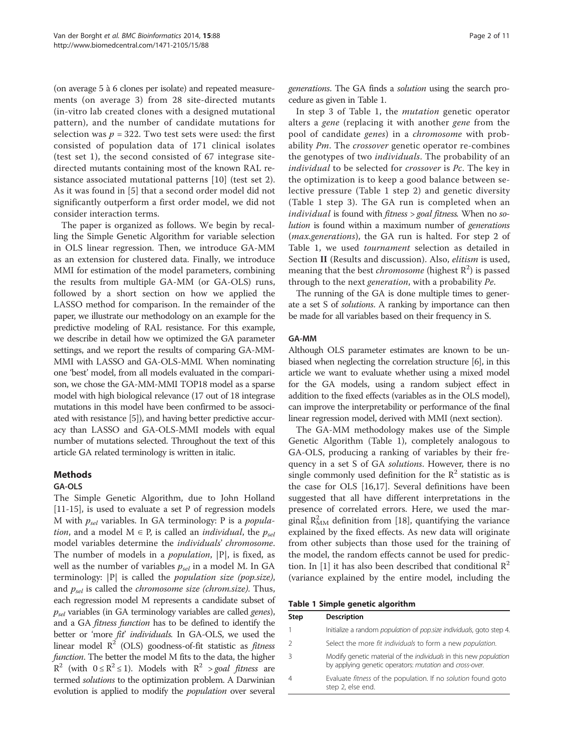(on average 5 à 6 clones per isolate) and repeated measurements (on average 3) from 28 site-directed mutants (in-vitro lab created clones with a designed mutational pattern), and the number of candidate mutations for selection was $p = 322$. Two test sets were used: the first consisted of population data of 171 clinical isolates (test set 1), the second consisted of 67 integrase site-directed mutants containing most of the known RAL resistance associated mutational patterns [10] (test set 2). As it was found in [5] that a second order model did not significantly outperform a first order model, we did not consider interaction terms.

The paper is organized as follows. We begin by recalling the Simple Genetic Algorithm for variable selection in OLS linear regression. Then, we introduce GA-MM as an extension for clustered data. Finally, we introduce MMI for estimation of the model parameters, combining the results from multiple GA-MM (or GA-OLS) runs, followed by a short section on how we applied the LASSO method for comparison. In the remainder of the paper, we illustrate our methodology on an example for the predictive modeling of RAL resistance. For this example, we describe in detail how we optimized the GA parameter settings, and we report the results of comparing GA-MM-MMI with LASSO and GA-OLS-MMI. When nominating one 'best' model, from all models evaluated in the comparison, we chose the GA-MM-MMI TOP18 model as a sparse model with high biological relevance (17 out of 18 integrase mutations in this model have been confirmed to be associated with resistance [5]), and having better predictive accuracy than LASSO and GA-OLS-MMI models with equal number of mutations selected. Throughout the text of this article GA related terminology is written in italic.

## Methods

### GA-OLS

The Simple Genetic Algorithm, due to John Holland [11-15], is used to evaluate a set P of regression models M with $p_{sel}$ variables. In GA terminology: P is a *population*, and a model $M \in P$, is called an *individual*, the $p_{sel}$ model variables determine the *individuals' chromosome*. The number of models in a *population*, |P|, is fixed, as well as the number of variables $p_{sel}$ in a model M. In GA terminology: |P| is called the *population size (pop.size)*, and $p_{sel}$ is called the *chromosome size (chrom.size)*. Thus, each regression model M represents a candidate subset of $p_{sel}$ variables (in GA terminology variables are called *genes*), and a GA *fitness function* has to be defined to identify the better or 'more *fit*' *individuals.* In GA-OLS, we used the linear model $R^2$ (OLS) goodness-of-fit statistic as *fitness function*. The better the model M fits to the data, the higher $R^2$ (with $0 \le R^2 \le 1$). Models with $R^2$ > *goal fitness* are termed *solutions* to the optimization problem. A Darwinian evolution is applied to modify the *population* over several *generations*. The GA finds a *solution* using the search procedure as given in Table 1.

In step 3 of Table 1, the *mutation* genetic operator alters a *gene* (replacing it with another *gene* from the pool of candidate *genes*) in a *chromosome* with probability *Pm*. The *crossover* genetic operator re-combines the genotypes of two *individuals*. The probability of an *individual* to be selected for *crossover* is *Pc*. The key in the optimization is to keep a good balance between selective pressure (Table 1 step 2) and genetic diversity (Table 1 step 3). The GA run is completed when an *individual* is found with *fitness* > *goal fitness.* When no *solution* is found within a maximum number of *generations* (*max.generations*), the GA run is halted. For step 2 of Table 1, we used *tournament* selection as detailed in Section **II** (Results and discussion). Also, *elitism* is used, meaning that the best *chromosome* (highest $R^2$) is passed through to the next *generation*, with a probability *Pe*.

The running of the GA is done multiple times to generate a set S of *solutions*. A ranking by importance can then be made for all variables based on their frequency in S.

### GA-MM

Although OLS parameter estimates are known to be unbiased when neglecting the correlation structure [6], in this article we want to evaluate whether using a mixed model for the GA models, using a random subject effect in addition to the fixed effects (variables as in the OLS model), can improve the interpretability or performance of the final linear regression model, derived with MMI (next section).

The GA-MM methodology makes use of the Simple Genetic Algorithm (Table 1), completely analogous to GA-OLS, producing a ranking of variables by their frequency in a set S of GA *solutions*. However, there is no single commonly used definition for the $R^2$ statistic as is the case for OLS [16,17]. Several definitions have been suggested that all have different interpretations in the presence of correlated errors. Here, we used the marginal $R^2_{MM}$ definition from [18], quantifying the variance explained by the fixed effects. As new data will originate from other subjects than those used for the training of the model, the random effects cannot be used for prediction. In [1] it has also been described that conditional $R^2$ (variance explained by the entire model, including the

**Table 1 Simple genetic algorithm**

| Step | Description |
|---|---|
| 1 | Initialize a random *population* of *pop.size individuals*, goto step 4. |
| 2 | Select the more *fit individuals* to form a new *population*. |
| 3 | Modify genetic material of the *individuals* in this new *population* by applying genetic operators: *mutation* and *cross-over*. |
| 4 | Evaluate *fitness* of the population. If no *solution* found goto step 2, else end. |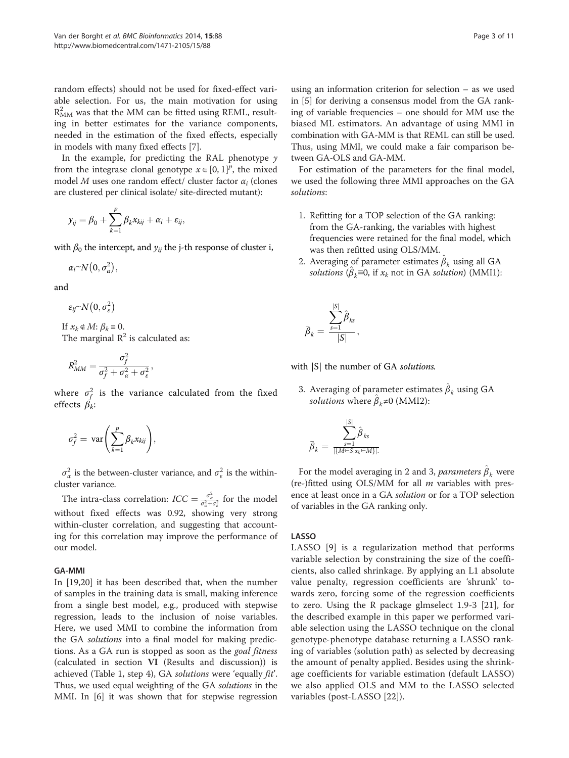random effects) should not be used for fixed-effect variable selection. For us, the main motivation for using $R^2_{MM}$ was that the MM can be fitted using REML, resulting in better estimates for the variance components, needed in the estimation of the fixed effects, especially in models with many fixed effects [7].

In the example, for predicting the RAL phenotype $y$ from the integrase clonal genotype $x \in [0, 1]^p$, the mixed model $M$ uses one random effect/ cluster factor $\alpha_i$ (clones are clustered per clinical isolate/ site-directed mutant):

$$y_{ij} = \beta_0 + \sum_{k=1}^{p} \beta_k x_{kij} + \alpha_i + \varepsilon_{ij},$$

with $\beta_0$ the intercept, and $y_{ij}$ the j-th response of cluster i,

$$\alpha_i \sim N\left(0, \sigma_\alpha^2\right),$$

and

$$\varepsilon_{ij} \sim N\left(0, \sigma_\varepsilon^2\right)$$

If $x_k \notin M$: $\beta_k \equiv 0$.

The marginal $R^2$ is calculated as:

$$R^2_{MM} = \frac{\sigma_f^2}{\sigma_f^2 + \sigma_\alpha^2 + \sigma_\varepsilon^2},$$

where $\sigma_f^2$ is the variance calculated from the fixed effects $\beta_k$:

$$\sigma_f^2 = \operatorname{var}\left(\sum_{k=1}^{p} \beta_k x_{kij}\right),$$

$\sigma_\alpha^2$ is the between-cluster variance, and $\sigma_\varepsilon^2$ is the within-cluster variance.

The intra-class correlation: $ICC = \frac{\sigma_\alpha^2}{\sigma_\alpha^2 + \sigma_\varepsilon^2}$ for the model without fixed effects was 0.92, showing very strong within-cluster correlation, and suggesting that accounting for this correlation may improve the performance of our model.

### GA-MMI

In [19,20] it has been described that, when the number of samples in the training data is small, making inference from a single best model, e.g., produced with stepwise regression, leads to the inclusion of noise variables. Here, we used MMI to combine the information from the GA *solutions* into a final model for making predictions. As a GA run is stopped as soon as the *goal fitness* (calculated in section **VI** (Results and discussion)) is achieved (Table 1, step 4), GA *solutions* were 'equally *fit*'. Thus, we used equal weighting of the GA *solutions* in the MMI. In [6] it was shown that for stepwise regression using an information criterion for selection – as we used in [5] for deriving a consensus model from the GA ranking of variable frequencies – one should for MM use the biased ML estimators. An advantage of using MMI in combination with GA-MM is that REML can still be used. Thus, using MMI, we could make a fair comparison between GA-OLS and GA-MM.

For estimation of the parameters for the final model, we used the following three MMI approaches on the GA *solutions*:

1. Refitting for a TOP selection of the GA ranking: from the GA-ranking, the variables with highest frequencies were retained for the final model, which was then refitted using OLS/MM.
2. Averaging of parameter estimates $\hat{\beta}_k$ using all GA *solutions* ($\hat{\beta}_k \equiv 0$, if $x_k$ not in GA *solution*) (MMI1):

$$\bar{\beta}_k = \frac{\sum_{s=1}^{|S|} \hat{\beta}_{ks}}{|S|},$$

with |S| the number of GA *solutions*.

3. Averaging of parameter estimates $\hat{\beta}_k$ using GA *solutions* where $\hat{\beta}_k \neq 0$ (MMI2):

$$\bar{\beta}_k = \frac{\sum_{s=1}^{|S|} \hat{\beta}_{ks}}{|\{M \in S | x_k \in M\}|}.$$

For the model averaging in 2 and 3, *parameters* $\hat{\beta}_k$ were (re-)fitted using OLS/MM for all $m$ variables with presence at least once in a GA *solution* or for a TOP selection of variables in the GA ranking only.

### LASSO

LASSO [9] is a regularization method that performs variable selection by constraining the size of the coefficients, also called shrinkage. By applying an L1 absolute value penalty, regression coefficients are 'shrunk' towards zero, forcing some of the regression coefficients to zero. Using the R package glmselect 1.9-3 [21], for the described example in this paper we performed variable selection using the LASSO technique on the clonal genotype-phenotype database returning a LASSO ranking of variables (solution path) as selected by decreasing the amount of penalty applied. Besides using the shrinkage coefficients for variable estimation (default LASSO) we also applied OLS and MM to the LASSO selected variables (post-LASSO [22]).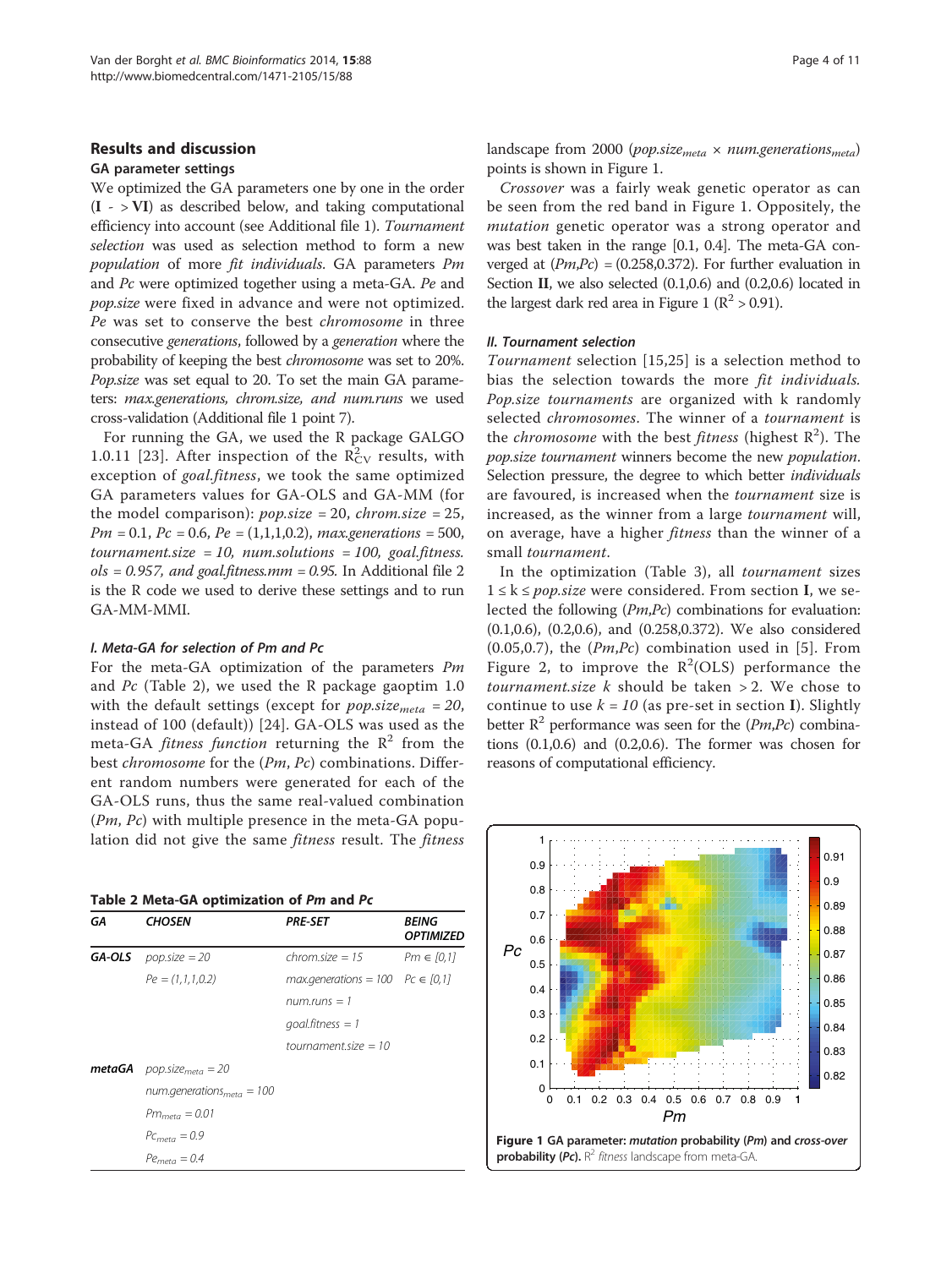## Results and discussion

### GA parameter settings

We optimized the GA parameters one by one in the order (**I** - > **VI**) as described below, and taking computational efficiency into account (see Additional file 1). *Tournament selection* was used as selection method to form a new *population* of more *fit individuals*. GA parameters *Pm* and *Pc* were optimized together using a meta-GA. *Pe* and *pop.size* were fixed in advance and were not optimized. *Pe* was set to conserve the best *chromosome* in three consecutive *generations*, followed by a *generation* where the probability of keeping the best *chromosome* was set to 20%. *Pop.size* was set equal to 20. To set the main GA parameters: *max.generations, chrom.size, and num.runs* we used cross-validation (Additional file 1 point 7).

For running the GA, we used the R package GALGO 1.0.11 [23]. After inspection of the $R^2_{CV}$ results, with exception of *goal.fitness*, we took the same optimized GA parameters values for GA-OLS and GA-MM (for the model comparison): *pop.size* = 20, *chrom.size* = 25, *Pm* = 0.1, *Pc* = 0.6, *Pe* = (1,1,1,0.2), *max.generations* = 500, *tournament.size* = 10, *num.solutions* = 100, *goal.fitness.ols* = 0.957, and *goal.fitness.mm* = 0.95. In Additional file 2 is the R code we used to derive these settings and to run GA-MM-MMI.

#### I. Meta-GA for selection of Pm and Pc

For the meta-GA optimization of the parameters *Pm* and *Pc* (Table 2), we used the R package gaoptim 1.0 with the default settings (except for $pop.size_{meta} = 20$, instead of 100 (default)) [24]. GA-OLS was used as the meta-GA *fitness function* returning the $R^2$ from the best *chromosome* for the (*Pm*, *Pc*) combinations. Different random numbers were generated for each of the GA-OLS runs, thus the same real-valued combination (*Pm*, *Pc*) with multiple presence in the meta-GA population did not give the same *fitness* result. The *fitness* landscape from 2000 ($pop.size_{meta} \times num.generations_{meta}$) points is shown in Figure 1.

**Table 2 Meta-GA optimization of *Pm* and *Pc***

| GA | CHOSEN | PRE-SET | BEING OPTIMIZED |
|---|---|---|---|
| **GA-OLS** | *pop.size = 20* | *chrom.size = 15* | $Pm \in [0,1]$ |
| | *Pe = (1,1,1,0.2)* | *max.generations = 100* | $Pc \in [0,1]$ |
| | | *num.runs = 1* | |
| | | *goal.fitness = 1* | |
| | | *tournament.size = 10* | |
| **metaGA** | $pop.size_{meta} = 20$ | | |
| | $num.generations_{meta} = 100$ | | |
| | $Pm_{meta} = 0.01$ | | |
| | $Pc_{meta} = 0.9$ | | |
| | $Pe_{meta} = 0.4$ | | |

*Crossover* was a fairly weak genetic operator as can be seen from the red band in Figure 1. Oppositely, the *mutation* genetic operator was a strong operator and was best taken in the range [0.1, 0.4]. The meta-GA converged at (*Pm*,*Pc*) = (0.258,0.372). For further evaluation in Section **II**, we also selected (0.1,0.6) and (0.2,0.6) located in the largest dark red area in Figure 1 ($R^2 > 0.91$).

#### II. Tournament selection

*Tournament* selection [15,25] is a selection method to bias the selection towards the more *fit individuals*. *Pop.size tournaments* are organized with k randomly selected *chromosomes*. The winner of a *tournament* is the *chromosome* with the best *fitness* (highest $R^2$). The *pop.size tournament* winners become the new *population*. Selection pressure, the degree to which better *individuals* are favoured, is increased when the *tournament* size is increased, as the winner from a large *tournament* will, on average, have a higher *fitness* than the winner of a small *tournament*.

In the optimization (Table 3), all *tournament* sizes $1 \le k \le pop.size$ were considered. From section **I**, we selected the following (*Pm*,*Pc*) combinations for evaluation: (0.1,0.6), (0.2,0.6), and (0.258,0.372). We also considered (0.05,0.7), the (*Pm*,*Pc*) combination used in [5]. From Figure 2, to improve the $R^2$(OLS) performance the *tournament.size* *k* should be taken > 2. We chose to continue to use *k = 10* (as pre-set in section **I**). Slightly better $R^2$ performance was seen for the (*Pm*,*Pc*) combinations (0.1,0.6) and (0.2,0.6). The former was chosen for reasons of computational efficiency.

**Figure 1 GA parameter: *mutation* probability (*Pm*) and *cross-over* probability (*Pc*).** $R^2$ *fitness* landscape from meta-GA.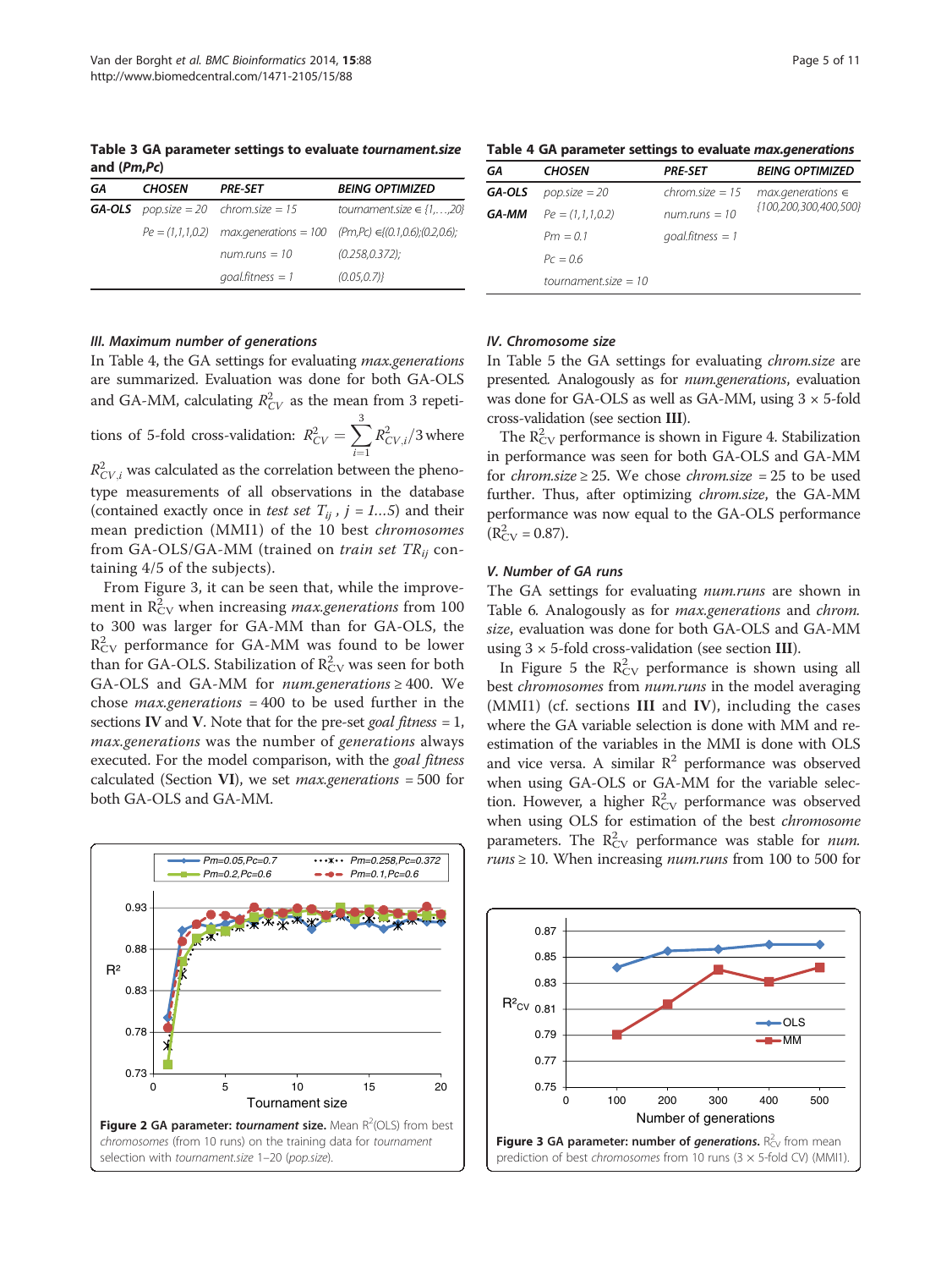**Table 3 GA parameter settings to evaluate *tournament.size* and (*Pm,Pc*)**

| GA | CHOSEN | PRE-SET | BEING OPTIMIZED |
|---|---|---|---|
| **GA-OLS** | *pop.size* = 20 | *chrom.size* = 15 | *tournament.size* ∈ {1,…,20} |
| | *Pe* = (1,1,1,0.2) | *max.generations* = 100 | (*Pm,Pc*) ∈{(0.1,0.6);(0.2,0.6); |
| | | *num.runs* = 10 | (0.258,0.372); |
| | | *goal.fitness* = 1 | (0.05,0.7)} |

**Table 4 GA parameter settings to evaluate *max.generations***

| GA | CHOSEN | PRE-SET | BEING OPTIMIZED |
|---|---|---|---|
| **GA-OLS** | *pop.size* = 20 | *chrom.size* = 15 | *max.generations* ∈ {100,200,300,400,500} |
| **GA-MM** | *Pe* = (1,1,1,0.2) | *num.runs* = 10 | |
| | *Pm* = 0.1 | *goal.fitness* = 1 | |
| | *Pc* = 0.6 | | |
| | *tournament.size* = 10 | | |

#### *III. Maximum number of generations*

In Table 4, the GA settings for evaluating *max.generations* are summarized. Evaluation was done for both GA-OLS and GA-MM, calculating $R^2_{CV}$ as the mean from 3 repetitions of 5-fold cross-validation: $R^2_{CV} = \sum_{i=1}^{3} R^2_{CV,i}/3$ where $R^2_{CV,i}$ was calculated as the correlation between the phenotype measurements of all observations in the database (contained exactly once in *test set* $T_{ij}$ , $j = 1 \ldots 5$) and their mean prediction (MMI1) of the 10 best *chromosomes* from GA-OLS/GA-MM (trained on *train set* $TR_{ij}$ containing 4/5 of the subjects).

From Figure 3, it can be seen that, while the improvement in $R^2_{CV}$ when increasing *max.generations* from 100 to 300 was larger for GA-MM than for GA-OLS, the $R^2_{CV}$ performance for GA-MM was found to be lower than for GA-OLS. Stabilization of $R^2_{CV}$ was seen for both GA-OLS and GA-MM for *num.generations* ≥ 400. We chose *max.generations* = 400 to be used further in the sections **IV** and **V**. Note that for the pre-set *goal fitness* = 1, *max.generations* was the number of *generations* always executed. For the model comparison, with the *goal fitness* calculated (Section **VI**), we set *max.generations* = 500 for both GA-OLS and GA-MM.

**Figure 2 GA parameter: *tournament* size.** Mean $R^2$(OLS) from best *chromosomes* (from 10 runs) on the training data for *tournament* selection with *tournament.size* 1–20 (*pop.size*).

#### *IV. Chromosome size*

In Table 5 the GA settings for evaluating *chrom.size* are presented. Analogously as for *num.generations*, evaluation was done for GA-OLS as well as GA-MM, using 3 × 5-fold cross-validation (see section **III**).

The $R^2_{CV}$ performance is shown in Figure 4. Stabilization in performance was seen for both GA-OLS and GA-MM for *chrom.size* ≥ 25. We chose *chrom.size* = 25 to be used further. Thus, after optimizing *chrom.size*, the GA-MM performance was now equal to the GA-OLS performance ($R^2_{CV}$ = 0.87).

#### *V. Number of GA runs*

The GA settings for evaluating *num.runs* are shown in Table 6. Analogously as for *max.generations* and *chrom. size*, evaluation was done for both GA-OLS and GA-MM using 3 × 5-fold cross-validation (see section **III**).

In Figure 5 the $R^2_{CV}$ performance is shown using all best *chromosomes* from *num.runs* in the model averaging (MMI1) (cf. sections **III** and **IV**), including the cases where the GA variable selection is done with MM and re-estimation of the variables in the MMI is done with OLS and vice versa. A similar $R^2$ performance was observed when using GA-OLS or GA-MM for the variable selection. However, a higher $R^2_{CV}$ performance was observed when using OLS for estimation of the best *chromosome* parameters. The $R^2_{CV}$ performance was stable for *num. runs* ≥ 10. When increasing *num.runs* from 100 to 500 for

**Figure 3 GA parameter: number of *generations*.** $R^2_{CV}$ from mean prediction of best *chromosomes* from 10 runs (3 × 5-fold CV) (MMI1).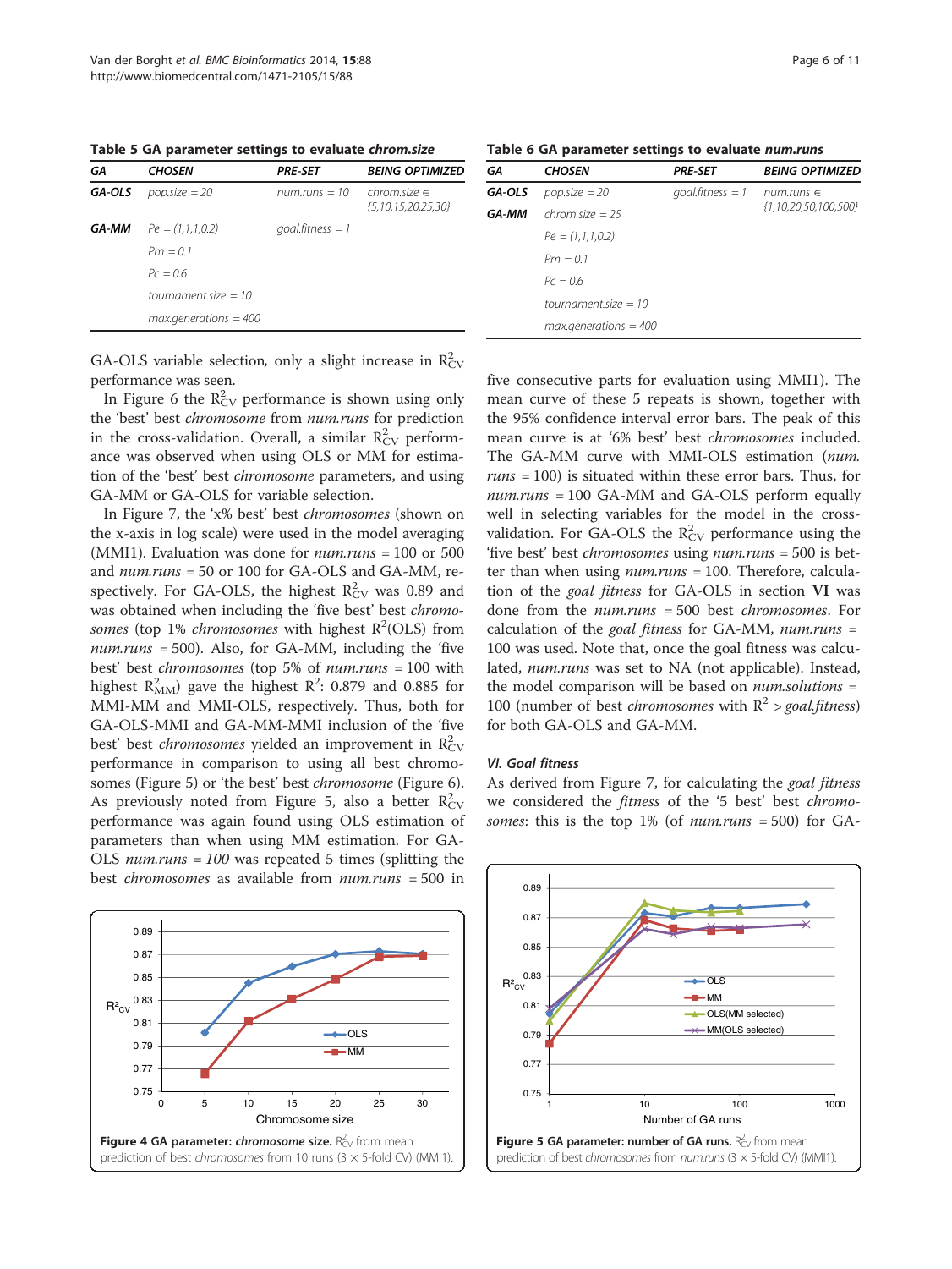**Table 5 GA parameter settings to evaluate *chrom.size***

| GA | CHOSEN | PRE-SET | BEING OPTIMIZED |
|---|---|---|---|
| **GA-OLS** | *pop.size = 20* | *num.runs = 10* | *chrom.size ∈ {5,10,15,20,25,30}* |
| **GA-MM** | *Pe = (1,1,1,0.2)* | *goal.fitness = 1* | |
| | *Pm = 0.1* | | |
| | *Pc = 0.6* | | |
| | *tournament.size = 10* | | |
| | *max.generations = 400* | | |

**Table 6 GA parameter settings to evaluate *num.runs***

| GA | CHOSEN | PRE-SET | BEING OPTIMIZED |
|---|---|---|---|
| **GA-OLS** | *pop.size = 20* | *goal.fitness = 1* | *num.runs ∈ {1,10,20,50,100,500}* |
| **GA-MM** | *chrom.size = 25* | | |
| | *Pe = (1,1,1,0.2)* | | |
| | *Pm = 0.1* | | |
| | *Pc = 0.6* | | |
| | *tournament.size = 10* | | |
| | *max.generations = 400* | | |

GA-OLS variable selection, only a slight increase in $R^2_{CV}$ performance was seen.

In Figure 6 the $R^2_{CV}$ performance is shown using only the 'best' best *chromosome* from *num.runs* for prediction in the cross-validation. Overall, a similar $R^2_{CV}$ performance was observed when using OLS or MM for estimation of the 'best' best *chromosome* parameters, and using GA-MM or GA-OLS for variable selection.

In Figure 7, the 'x% best' best *chromosomes* (shown on the x-axis in log scale) were used in the model averaging (MMI1). Evaluation was done for *num.runs* = 100 or 500 and *num.runs* = 50 or 100 for GA-OLS and GA-MM, respectively. For GA-OLS, the highest $R^2_{CV}$ was 0.89 and was obtained when including the 'five best' best *chromosomes* (top 1% *chromosomes* with highest $R^2$(OLS) from *num.runs* = 500). Also, for GA-MM, including the 'five best' best *chromosomes* (top 5% of *num.runs* = 100 with highest $R^2_{MM}$) gave the highest $R^2$: 0.879 and 0.885 for MMI-MM and MMI-OLS, respectively. Thus, both for GA-OLS-MMI and GA-MM-MMI inclusion of the 'five best' best *chromosomes* yielded an improvement in $R^2_{CV}$ performance in comparison to using all best chromosomes (Figure 5) or 'the best' best *chromosome* (Figure 6). As previously noted from Figure 5, also a better $R^2_{CV}$ performance was again found using OLS estimation of parameters than when using MM estimation. For GA-OLS *num.runs = 100* was repeated 5 times (splitting the best *chromosomes* as available from *num.runs* = 500 in five consecutive parts for evaluation using MMI1). The mean curve of these 5 repeats is shown, together with the 95% confidence interval error bars. The peak of this mean curve is at '6% best' best *chromosomes* included. The GA-MM curve with MMI-OLS estimation (*num. runs* = 100) is situated within these error bars. Thus, for *num.runs* = 100 GA-MM and GA-OLS perform equally well in selecting variables for the model in the cross-validation. For GA-OLS the $R^2_{CV}$ performance using the 'five best' best *chromosomes* using *num.runs* = 500 is better than when using *num.runs* = 100. Therefore, calculation of the *goal fitness* for GA-OLS in section **VI** was done from the *num.runs* = 500 best *chromosomes*. For calculation of the *goal fitness* for GA-MM, *num.runs* = 100 was used. Note that, once the goal fitness was calculated, *num.runs* was set to NA (not applicable). Instead, the model comparison will be based on *num.solutions* = 100 (number of best *chromosomes* with $R^2$ > *goal.fitness*) for both GA-OLS and GA-MM.

### VI. Goal fitness

As derived from Figure 7, for calculating the *goal fitness* we considered the *fitness* of the '5 best' best *chromosomes*: this is the top 1% (of *num.runs* = 500) for GA-

**Figure 4 GA parameter: *chromosome* size.** $R^2_{CV}$ from mean prediction of best *chromosomes* from 10 runs (3 × 5-fold CV) (MMI1).

**Figure 5 GA parameter: number of GA runs.** $R^2_{CV}$ from mean prediction of best *chromosomes* from *num.runs* (3 × 5-fold CV) (MMI1).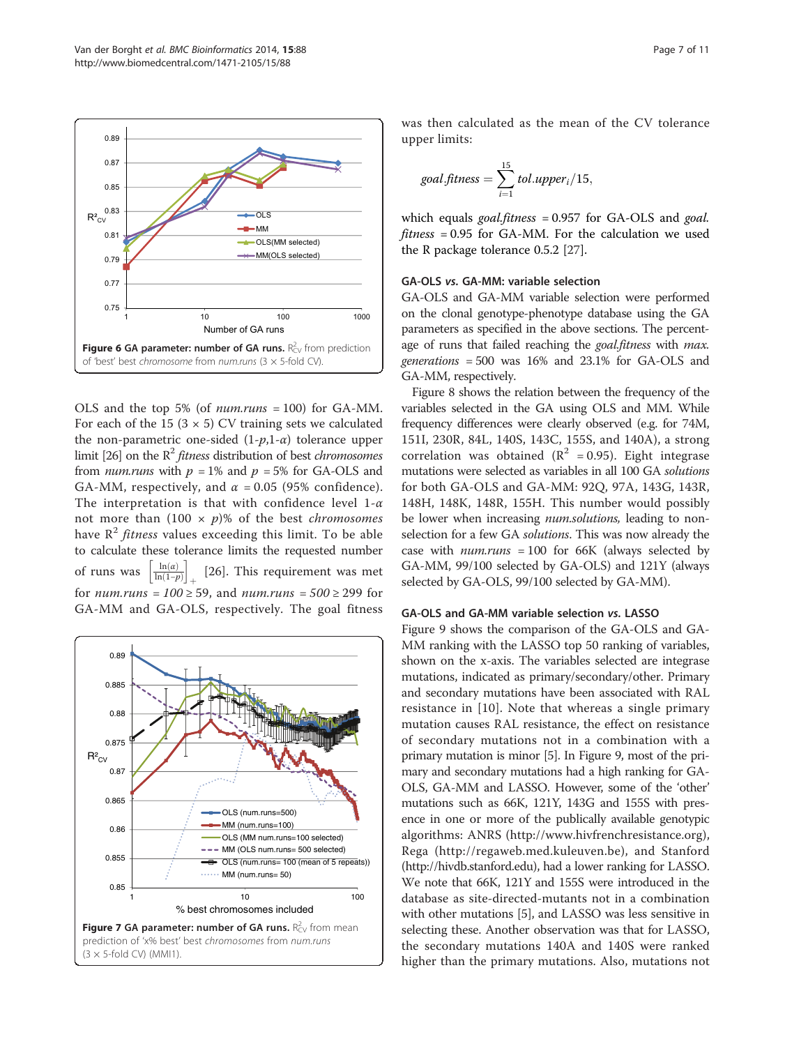**Figure 6 GA parameter: number of GA runs.** $R^2_{CV}$ from prediction of 'best' best *chromosome* from *num.runs* (3 × 5-fold CV).

OLS and the top 5% (of *num.runs* = 100) for GA-MM. For each of the 15 (3 × 5) CV training sets we calculated the non-parametric one-sided ($1$-$p$,$1$-$\alpha$) tolerance upper limit [26] on the $R^2$ *fitness* distribution of best *chromosomes* from *num.runs* with $p = 1\%$ and $p = 5\%$ for GA-OLS and GA-MM, respectively, and $\alpha = 0.05$ (95% confidence). The interpretation is that with confidence level $1$-$\alpha$ not more than $(100 \times p)\%$ of the best *chromosomes* have $R^2$ *fitness* values exceeding this limit. To be able to calculate these tolerance limits the requested number of runs was $\left[\frac{\ln(\alpha)}{\ln(1-p)}\right]_+$ [26]. This requirement was met for *num.runs* = $100 \geq 59$, and *num.runs* = $500 \geq 299$ for GA-MM and GA-OLS, respectively. The goal fitness was then calculated as the mean of the CV tolerance upper limits:

$$goal.fitness = \sum_{i=1}^{15} tol.upper_i/15,$$

which equals *goal.fitness* = 0.957 for GA-OLS and *goal.fitness* = 0.95 for GA-MM. For the calculation we used the R package tolerance 0.5.2 [27].

**Figure 7 GA parameter: number of GA runs.** $R^2_{CV}$ from mean prediction of 'x% best' best *chromosomes* from *num.runs* (3 × 5-fold CV) (MMI1).

### GA-OLS *vs.* GA-MM: variable selection

GA-OLS and GA-MM variable selection were performed on the clonal genotype-phenotype database using the GA parameters as specified in the above sections. The percentage of runs that failed reaching the *goal.fitness* with *max. generations* = 500 was 16% and 23.1% for GA-OLS and GA-MM, respectively.

Figure 8 shows the relation between the frequency of the variables selected in the GA using OLS and MM. While frequency differences were clearly observed (e.g. for 74M, 151I, 230R, 84L, 140S, 143C, 155S, and 140A), a strong correlation was obtained ($R^2 = 0.95$). Eight integrase mutations were selected as variables in all 100 GA *solutions* for both GA-OLS and GA-MM: 92Q, 97A, 143G, 143R, 148H, 148K, 148R, 155H. This number would possibly be lower when increasing *num.solutions*, leading to non-selection for a few GA *solutions*. This was now already the case with *num.runs* = 100 for 66K (always selected by GA-MM, 99/100 selected by GA-OLS) and 121Y (always selected by GA-OLS, 99/100 selected by GA-MM).

### GA-OLS and GA-MM variable selection *vs.* LASSO

Figure 9 shows the comparison of the GA-OLS and GA-MM ranking with the LASSO top 50 ranking of variables, shown on the x-axis. The variables selected are integrase mutations, indicated as primary/secondary/other. Primary and secondary mutations have been associated with RAL resistance in [10]. Note that whereas a single primary mutation causes RAL resistance, the effect on resistance of secondary mutations not in a combination with a primary mutation is minor [5]. In Figure 9, most of the primary and secondary mutations had a high ranking for GA-OLS, GA-MM and LASSO. However, some of the 'other' mutations such as 66K, 121Y, 143G and 155S with presence in one or more of the publically available genotypic algorithms: ANRS (http://www.hivfrenchresistance.org), Rega (http://regaweb.med.kuleuven.be), and Stanford (http://hivdb.stanford.edu), had a lower ranking for LASSO. We note that 66K, 121Y and 155S were introduced in the database as site-directed-mutants not in a combination with other mutations [5], and LASSO was less sensitive in selecting these. Another observation was that for LASSO, the secondary mutations 140A and 140S were ranked higher than the primary mutations. Also, mutations not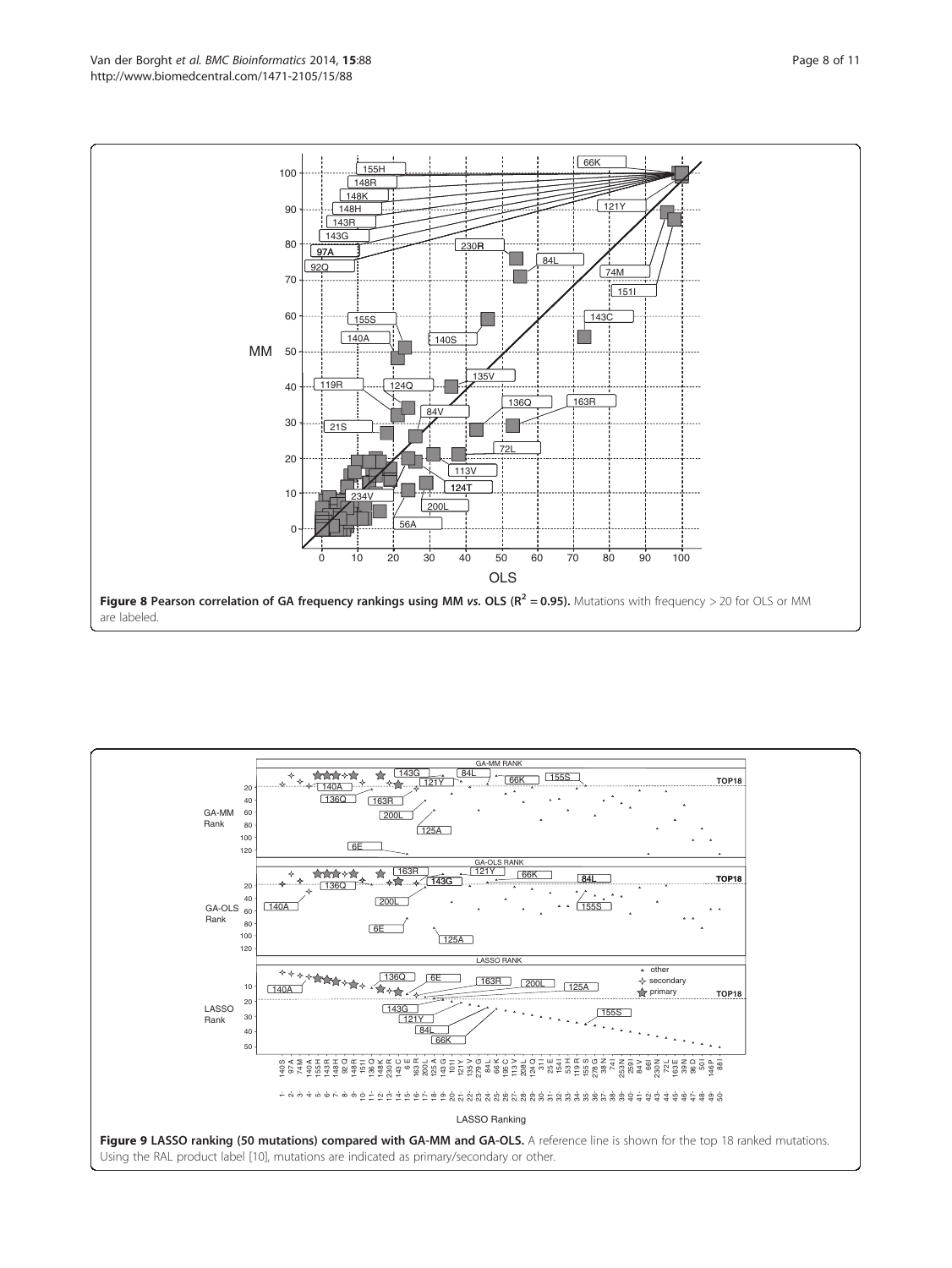**Figure 8 Pearson correlation of GA frequency rankings using MM *vs.* OLS ($R^2 = 0.95$).** Mutations with frequency > 20 for OLS or MM are labeled.

**Figure 9 LASSO ranking (50 mutations) compared with GA-MM and GA-OLS.** A reference line is shown for the top 18 ranked mutations. Using the RAL product label [10], mutations are indicated as primary/secondary or other.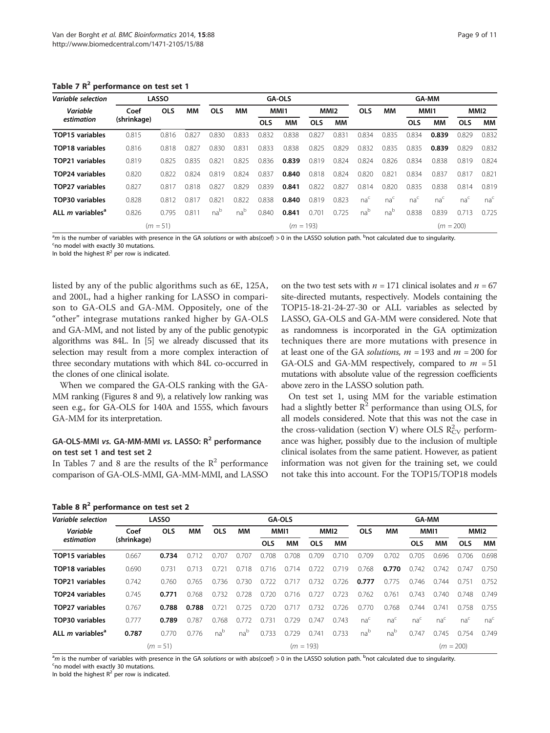**Table 7 $R^2$ performance on test set 1**

| Variable selection | LASSO | | | GA-OLS | | | | | | GA-MM | | | | | |
|---|---|---|---|---|---|---|---|---|---|---|---|---|---|---|---|
| Variable estimation | Coef (shrinkage) | OLS | MM | OLS | MM | MMI1 | | MMI2 | | OLS | MM | MMI1 | | MMI2 | |
| | | | | | | OLS | MM | OLS | MM | | | OLS | MM | OLS | MM |
| **TOP15 variables** | 0.815 | 0.816 | 0.827 | 0.830 | 0.833 | 0.832 | 0.838 | 0.827 | 0.831 | 0.834 | 0.835 | 0.834 | **0.839** | 0.829 | 0.832 |
| **TOP18 variables** | 0.816 | 0.818 | 0.827 | 0.830 | 0.831 | 0.833 | 0.838 | 0.825 | 0.829 | 0.832 | 0.835 | 0.835 | **0.839** | 0.829 | 0.832 |
| **TOP21 variables** | 0.819 | 0.825 | 0.835 | 0.821 | 0.825 | 0.836 | **0.839** | 0.819 | 0.824 | 0.824 | 0.826 | 0.834 | 0.838 | 0.819 | 0.824 |
| **TOP24 variables** | 0.820 | 0.822 | 0.824 | 0.819 | 0.824 | 0.837 | **0.840** | 0.818 | 0.824 | 0.820 | 0.821 | 0.834 | 0.837 | 0.817 | 0.821 |
| **TOP27 variables** | 0.827 | 0.817 | 0.818 | 0.827 | 0.829 | 0.839 | **0.841** | 0.822 | 0.827 | 0.814 | 0.820 | 0.835 | 0.838 | 0.814 | 0.819 |
| **TOP30 variables** | 0.828 | 0.812 | 0.817 | 0.821 | 0.822 | 0.838 | **0.840** | 0.819 | 0.823 | na[c] | na[c] | na[c] | na[c] | na[c] | na[c] |
| **ALL *m* variables[a]** | 0.826 | 0.795 | 0.811 | na[b] | na[b] | 0.840 | **0.841** | 0.701 | 0.725 | na[b] | na[b] | 0.838 | 0.839 | 0.713 | 0.725 |
| | ($m$ = 51) | | | ($m$ = 193) | | | | | | ($m$ = 200) | | | | | |

[a]$m$ is the number of variables with presence in the GA *solutions* or with abs(coef) > 0 in the LASSO solution path. [b]not calculated due to singularity.
[c]no model with exactly 30 mutations.
In bold the highest $R^2$ per row is indicated.

listed by any of the public algorithms such as 6E, 125A, and 200L, had a higher ranking for LASSO in comparison to GA-OLS and GA-MM. Oppositely, one of the "other" integrase mutations ranked higher by GA-OLS and GA-MM, and not listed by any of the public genotypic algorithms was 84L. In [5] we already discussed that its selection may result from a more complex interaction of three secondary mutations with which 84L co-occurred in the clones of one clinical isolate.

When we compared the GA-OLS ranking with the GA-MM ranking (Figures 8 and 9), a relatively low ranking was seen e.g., for GA-OLS for 140A and 155S, which favours GA-MM for its interpretation.

### GA-OLS-MMI *vs.* GA-MM-MMI *vs.* LASSO: $R^2$ performance on test set 1 and test set 2

In Tables 7 and 8 are the results of the $R^2$ performance comparison of GA-OLS-MMI, GA-MM-MMI, and LASSO on the two test sets with $n$ = 171 clinical isolates and $n$ = 67 site-directed mutants, respectively. Models containing the TOP15-18-21-24-27-30 or ALL variables as selected by LASSO, GA-OLS and GA-MM were considered. Note that as randomness is incorporated in the GA optimization techniques there are more mutations with presence in at least one of the GA *solutions*, $m$ = 193 and $m$ = 200 for GA-OLS and GA-MM respectively, compared to $m$ = 51 mutations with absolute value of the regression coefficients above zero in the LASSO solution path.

On test set 1, using MM for the variable estimation had a slightly better $R^2$ performance than using OLS, for all models considered. Note that this was not the case in the cross-validation (section **V**) where OLS $R^2_{CV}$ performance was higher, possibly due to the inclusion of multiple clinical isolates from the same patient. However, as patient information was not given for the training set, we could not take this into account. For the TOP15/TOP18 models

**Table 8 $R^2$ performance on test set 2**

| Variable selection | LASSO | | | GA-OLS | | | | | | GA-MM | | | | | |
|---|---|---|---|---|---|---|---|---|---|---|---|---|---|---|---|
| Variable estimation | Coef (shrinkage) | OLS | MM | OLS | MM | MMI1 | | MMI2 | | OLS | MM | MMI1 | | MMI2 | |
| | | | | | | OLS | MM | OLS | MM | | | OLS | MM | OLS | MM |
| **TOP15 variables** | 0.667 | **0.734** | 0.712 | 0.707 | 0.707 | 0.708 | 0.708 | 0.709 | 0.710 | 0.709 | 0.702 | 0.705 | 0.696 | 0.706 | 0.698 |
| **TOP18 variables** | 0.690 | 0.731 | 0.713 | 0.721 | 0.718 | 0.716 | 0.714 | 0.722 | 0.719 | 0.768 | **0.770** | 0.742 | 0.742 | 0.747 | 0.750 |
| **TOP21 variables** | 0.742 | 0.760 | 0.765 | 0.736 | 0.730 | 0.722 | 0.717 | 0.732 | 0.726 | **0.777** | 0.775 | 0.746 | 0.744 | 0.751 | 0.752 |
| **TOP24 variables** | 0.745 | **0.771** | 0.768 | 0.732 | 0.728 | 0.720 | 0.716 | 0.727 | 0.723 | 0.762 | 0.761 | 0.743 | 0.740 | 0.748 | 0.749 |
| **TOP27 variables** | 0.767 | **0.788** | **0.788** | 0.721 | 0.725 | 0.720 | 0.717 | 0.732 | 0.726 | 0.770 | 0.768 | 0.744 | 0.741 | 0.758 | 0.755 |
| **TOP30 variables** | 0.777 | **0.789** | 0.787 | 0.768 | 0.772 | 0.731 | 0.729 | 0.747 | 0.743 | na[c] | na[c] | na[c] | na[c] | na[c] | na[c] |
| **ALL *m* variables[a]** | **0.787** | 0.770 | 0.776 | na[b] | na[b] | 0.733 | 0.729 | 0.741 | 0.733 | na[b] | na[b] | 0.747 | 0.745 | 0.754 | 0.749 |
| | ($m$ = 51) | | | ($m$ = 193) | | | | | | ($m$ = 200) | | | | | |

[a]$m$ is the number of variables with presence in the GA *solutions* or with abs(coef) > 0 in the LASSO solution path. [b]not calculated due to singularity.
[c]no model with exactly 30 mutations.
In bold the highest $R^2$ per row is indicated.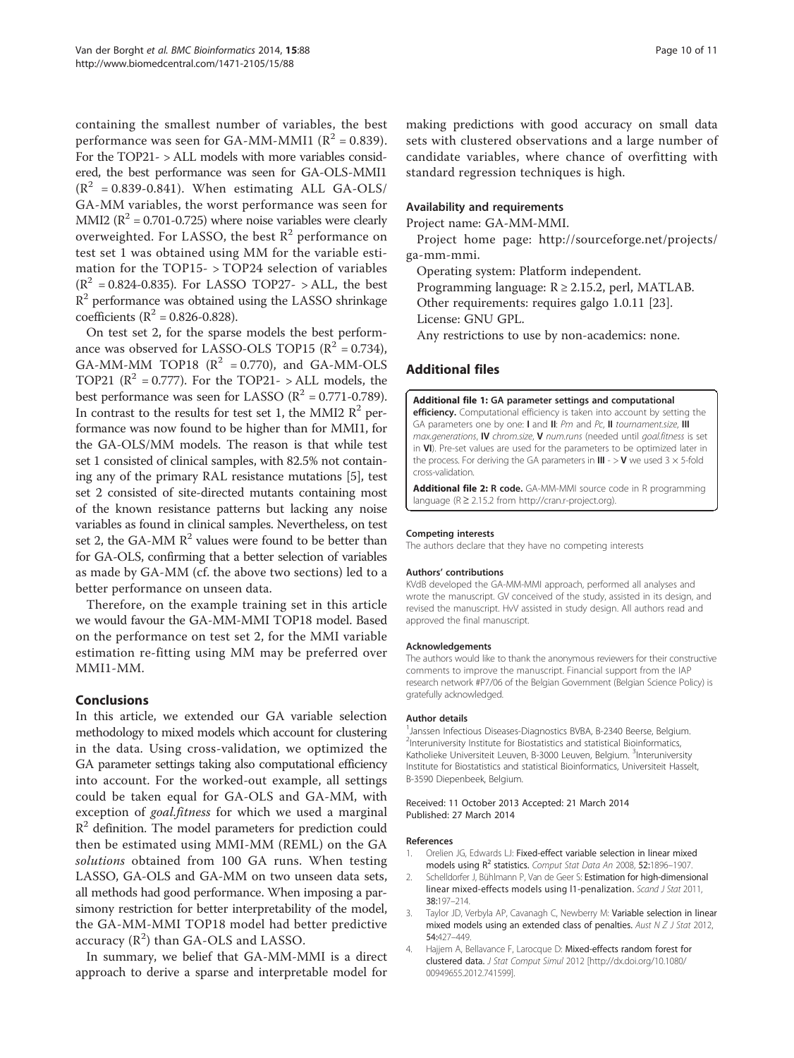containing the smallest number of variables, the best performance was seen for GA-MM-MMI1 ($R^2$ = 0.839). For the TOP21- > ALL models with more variables considered, the best performance was seen for GA-OLS-MMI1 ($R^2$ = 0.839-0.841). When estimating ALL GA-OLS/GA-MM variables, the worst performance was seen for MMI2 ($R^2$ = 0.701-0.725) where noise variables were clearly overweighted. For LASSO, the best $R^2$ performance on test set 1 was obtained using MM for the variable estimation for the TOP15- > TOP24 selection of variables ($R^2$ = 0.824-0.835). For LASSO TOP27- > ALL, the best $R^2$ performance was obtained using the LASSO shrinkage coefficients ($R^2$ = 0.826-0.828).

On test set 2, for the sparse models the best performance was observed for LASSO-OLS TOP15 ($R^2$ = 0.734), GA-MM-MM TOP18 ($R^2$ = 0.770), and GA-MM-OLS TOP21 ($R^2$ = 0.777). For the TOP21- > ALL models, the best performance was seen for LASSO ($R^2$ = 0.771-0.789). In contrast to the results for test set 1, the MMI2 $R^2$ performance was now found to be higher than for MMI1, for the GA-OLS/MM models. The reason is that while test set 1 consisted of clinical samples, with 82.5% not containing any of the primary RAL resistance mutations [5], test set 2 consisted of site-directed mutants containing most of the known resistance patterns but lacking any noise variables as found in clinical samples. Nevertheless, on test set 2, the GA-MM $R^2$ values were found to be better than for GA-OLS, confirming that a better selection of variables as made by GA-MM (cf. the above two sections) led to a better performance on unseen data.

Therefore, on the example training set in this article we would favour the GA-MM-MMI TOP18 model. Based on the performance on test set 2, for the MMI variable estimation re-fitting using MM may be preferred over MMI1-MM.

## Conclusions

In this article, we extended our GA variable selection methodology to mixed models which account for clustering in the data. Using cross-validation, we optimized the GA parameter settings taking also computational efficiency into account. For the worked-out example, all settings could be taken equal for GA-OLS and GA-MM, with exception of *goal.fitness* for which we used a marginal $R^2$ definition. The model parameters for prediction could then be estimated using MMI-MM (REML) on the GA *solutions* obtained from 100 GA runs. When testing LASSO, GA-OLS and GA-MM on two unseen data sets, all methods had good performance. When imposing a parsimony restriction for better interpretability of the model, the GA-MM-MMI TOP18 model had better predictive accuracy ($R^2$) than GA-OLS and LASSO.

In summary, we belief that GA-MM-MMI is a direct approach to derive a sparse and interpretable model for making predictions with good accuracy on small data sets with clustered observations and a large number of candidate variables, where chance of overfitting with standard regression techniques is high.

### Availability and requirements

Project name: GA-MM-MMI.

Project home page: http://sourceforge.net/projects/ga-mm-mmi.

Operating system: Platform independent.

Programming language: R ≥ 2.15.2, perl, MATLAB.

Other requirements: requires galgo 1.0.11 [23].

License: GNU GPL.

Any restrictions to use by non-academics: none.

## Additional files

**Additional file 1: GA parameter settings and computational efficiency.** Computational efficiency is taken into account by setting the GA parameters one by one: **I** and **II**: *Pm* and *Pc*, **II** *tournament.size*, **III** *max.generations*, **IV** *chrom.size*, **V** *num.runs* (needed until *goal.fitness* is set in **VI**). Pre-set values are used for the parameters to be optimized later in the process. For deriving the GA parameters in **III** - > **V** we used 3 × 5-fold cross-validation.

**Additional file 2: R code.** GA-MM-MMI source code in R programming language (R ≥ 2.15.2 from http://cran.r-project.org).

#### Competing interests

The authors declare that they have no competing interests

#### Authors' contributions

KVdB developed the GA-MM-MMI approach, performed all analyses and wrote the manuscript. GV conceived of the study, assisted in its design, and revised the manuscript. HvV assisted in study design. All authors read and approved the final manuscript.

#### Acknowledgements

The authors would like to thank the anonymous reviewers for their constructive comments to improve the manuscript. Financial support from the IAP research network #P7/06 of the Belgian Government (Belgian Science Policy) is gratefully acknowledged.

#### Author details

[1]Janssen Infectious Diseases-Diagnostics BVBA, B-2340 Beerse, Belgium. [2]Interuniversity Institute for Biostatistics and statistical Bioinformatics, Katholieke Universiteit Leuven, B-3000 Leuven, Belgium. [3]Interuniversity Institute for Biostatistics and statistical Bioinformatics, Universiteit Hasselt, B-3590 Diepenbeek, Belgium.

Received: 11 October 2013 Accepted: 21 March 2014
Published: 27 March 2014

#### References

1. Orelien JG, Edwards LJ: **Fixed-effect variable selection in linear mixed models using $R^2$ statistics.** *Comput Stat Data An* 2008, **52:**1896–1907.
2. Schelldorfer J, Bühlmann P, Van de Geer S: **Estimation for high-dimensional linear mixed-effects models using l1-penalization.** *Scand J Stat* 2011, **38:**197–214.
3. Taylor JD, Verbyla AP, Cavanagh C, Newberry M: **Variable selection in linear mixed models using an extended class of penalties.** *Aust N Z J Stat* 2012, **54:**427–449.
4. Hajjem A, Bellavance F, Larocque D: **Mixed-effects random forest for clustered data.** *J Stat Comput Simul* 2012 [http://dx.doi.org/10.1080/00949655.2012.741599].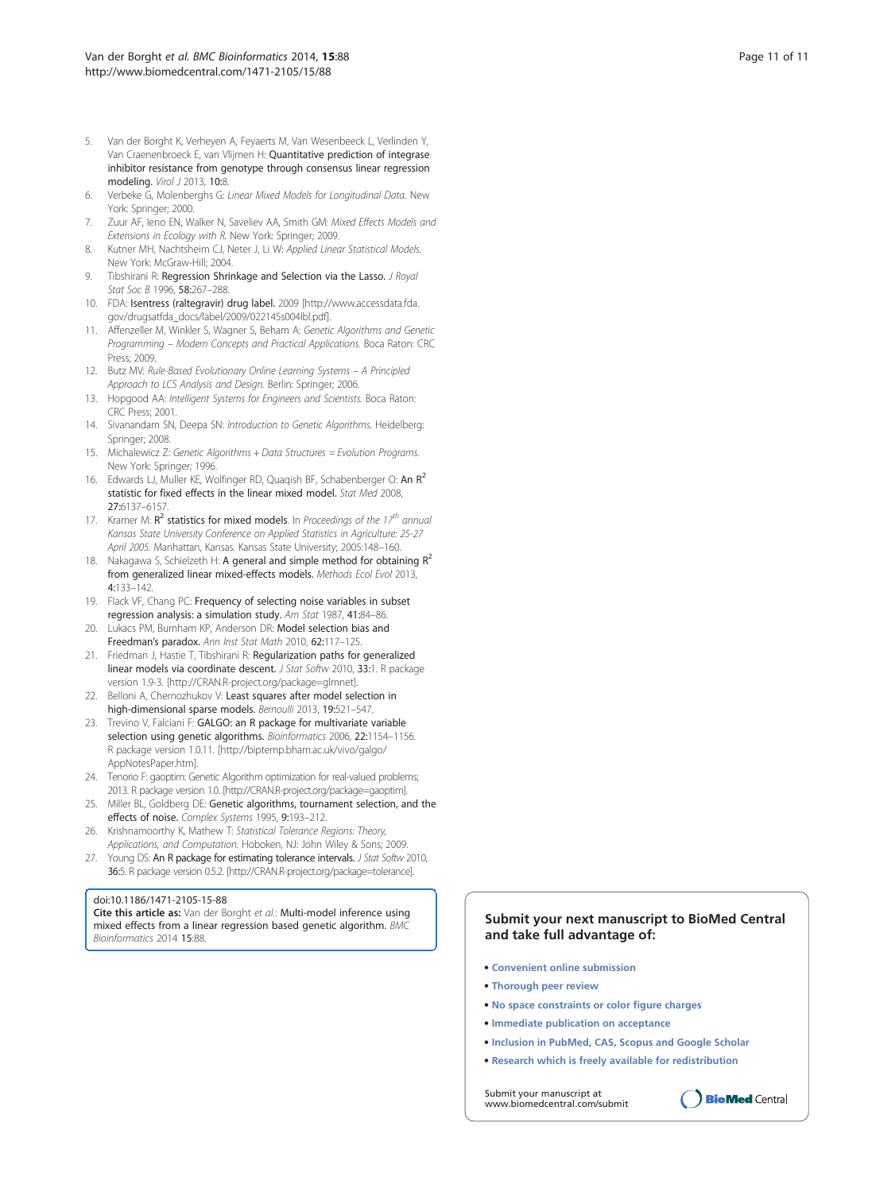5. Van der Borght K, Verheyen A, Feyaerts M, Van Wesenbeeck L, Verlinden Y, Van Craenenbroeck E, van Vlijmen H: **Quantitative prediction of integrase inhibitor resistance from genotype through consensus linear regression modeling.** *Virol J* 2013, **10:**8.
6. Verbeke G, Molenberghs G: *Linear Mixed Models for Longitudinal Data.* New York: Springer; 2000.
7. Zuur AF, Ieno EN, Walker N, Saveliev AA, Smith GM: *Mixed Effects Models and Extensions in Ecology with R.* New York: Springer; 2009.
8. Kutner MH, Nachtsheim CJ, Neter J, Li W: *Applied Linear Statistical Models.* New York: McGraw-Hill; 2004.
9. Tibshirani R: **Regression Shrinkage and Selection via the Lasso.** *J Royal Stat Soc B* 1996, **58:**267–288.
10. FDA: **Isentress (raltegravir) drug label.** 2009 [http://www.accessdata.fda.gov/drugsatfda_docs/label/2009/022145s004lbl.pdf].
11. Affenzeller M, Winkler S, Wagner S, Beham A: *Genetic Algorithms and Genetic Programming – Modern Concepts and Practical Applications.* Boca Raton: CRC Press; 2009.
12. Butz MV: *Rule-Based Evolutionary Online Learning Systems – A Principled Approach to LCS Analysis and Design.* Berlin: Springer; 2006.
13. Hopgood AA: *Intelligent Systems for Engineers and Scientists.* Boca Raton: CRC Press; 2001.
14. Sivanandam SN, Deepa SN: *Introduction to Genetic Algorithms.* Heidelberg: Springer; 2008.
15. Michalewicz Z: *Genetic Algorithms + Data Structures = Evolution Programs.* New York: Springer; 1996.
16. Edwards LJ, Muller KE, Wolfinger RD, Quaqish BF, Schabenberger O: **An $R^2$ statistic for fixed effects in the linear mixed model.** *Stat Med* 2008, **27:**6137–6157.
17. Kramer M: **$R^2$ statistics for mixed models.** In *Proceedings of the 17th annual Kansas State University Conference on Applied Statistics in Agriculture: 25-27 April 2005.* Manhattan, Kansas. Kansas State University; 2005:148–160.
18. Nakagawa S, Schielzeth H: **A general and simple method for obtaining $R^2$ from generalized linear mixed-effects models.** *Methods Ecol Evol* 2013, **4:**133–142.
19. Flack VF, Chang PC: **Frequency of selecting noise variables in subset regression analysis: a simulation study.** *Am Stat* 1987, **41:**84–86.
20. Lukacs PM, Burnham KP, Anderson DR: **Model selection bias and Freedman's paradox.** *Ann Inst Stat Math* 2010, **62:**117–125.
21. Friedman J, Hastie T, Tibshirani R: **Regularization paths for generalized linear models via coordinate descent.** *J Stat Softw* 2010, **33:**1. R package version 1.9-3. [http://CRAN.R-project.org/package=glmnet].
22. Belloni A, Chernozhukov V: **Least squares after model selection in high-dimensional sparse models.** *Bernoulli* 2013, **19:**521–547.
23. Trevino V, Falciani F: **GALGO: an R package for multivariate variable selection using genetic algorithms.** *Bioinformatics* 2006, **22:**1154–1156. R package version 1.0.11. [http://biptemp.bham.ac.uk/vivo/galgo/AppNotesPaper.htm].
24. Tenorio F: gaoptim: Genetic Algorithm optimization for real-valued problems; 2013. R package version 1.0. [http://CRAN.R-project.org/package=gaoptim].
25. Miller BL, Goldberg DE: **Genetic algorithms, tournament selection, and the effects of noise.** *Complex Systems* 1995, **9:**193–212.
26. Krishnamoorthy K, Mathew T: *Statistical Tolerance Regions: Theory, Applications, and Computation.* Hoboken, NJ: John Wiley & Sons; 2009.
27. Young DS: **An R package for estimating tolerance intervals.** *J Stat Softw* 2010, **36:**5. R package version 0.5.2. [http://CRAN.R-project.org/package=tolerance].

doi:10.1186/1471-2105-15-88

**Cite this article as:** Van der Borght *et al.*: **Multi-model inference using mixed effects from a linear regression based genetic algorithm.** *BMC Bioinformatics* 2014 **15**:88.

**Submit your next manuscript to BioMed Central and take full advantage of:**

- **Convenient online submission**
- **Thorough peer review**
- **No space constraints or color figure charges**
- **Immediate publication on acceptance**
- **Inclusion in PubMed, CAS, Scopus and Google Scholar**
- **Research which is freely available for redistribution**

Submit your manuscript at www.biomedcentral.com/submit